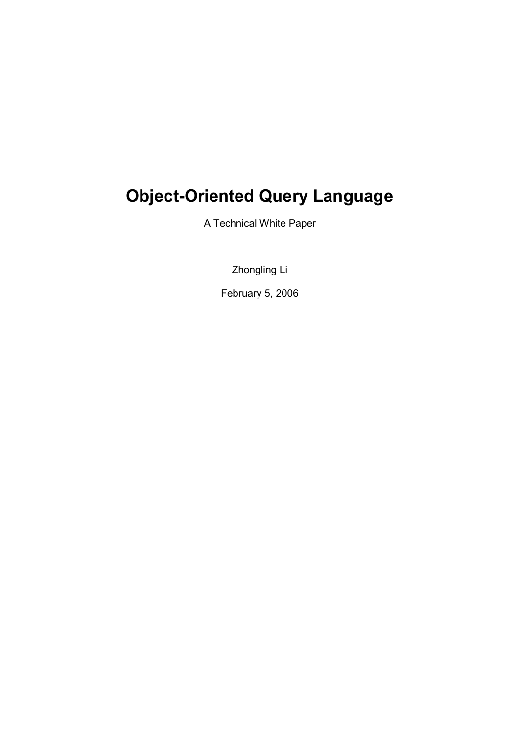# Object-Oriented Query Language

A Technical White Paper

Zhongling Li

February 5, 2006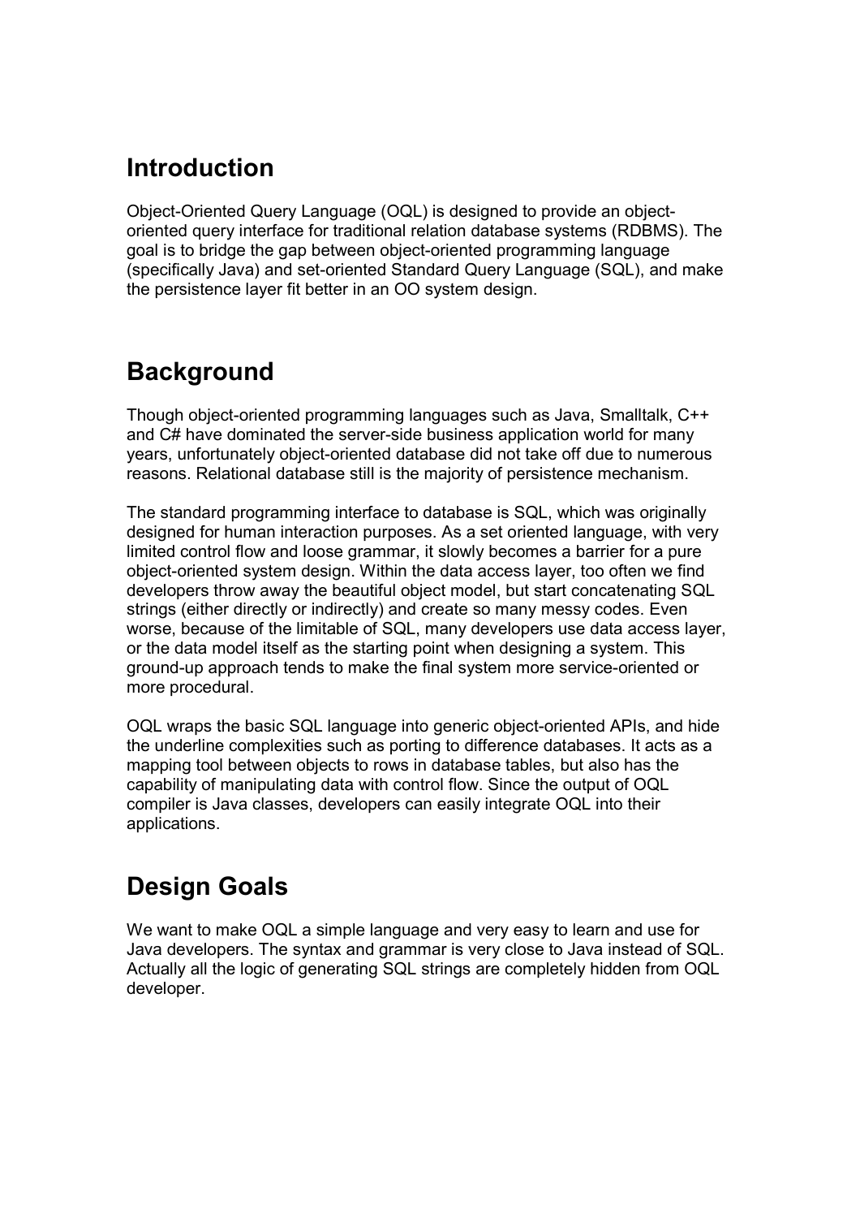## Introduction

Object-Oriented Query Language (OQL) is designed to provide an object-oriented query interface for traditional relation database systems (RDBMS). The goal is to bridge the gap between object-oriented programming language (specifically Java) and set-oriented Standard Query Language (SQL), and make the persistence layer fit better in an OO system design.

## Background

Though object-oriented programming languages such as Java, Smalltalk, C++ and C# have dominated the server-side business application world for many years, unfortunately object-oriented database did not take off due to numerous reasons. Relational database still is the majority of persistence mechanism.

The standard programming interface to database is SQL, which was originally designed for human interaction purposes. As a set oriented language, with very limited control flow and loose grammar, it slowly becomes a barrier for a pure object-oriented system design. Within the data access layer, too often we find developers throw away the beautiful object model, but start concatenating SQL strings (either directly or indirectly) and create so many messy codes. Even worse, because of the limitable of SQL, many developers use data access layer, or the data model itself as the starting point when designing a system. This ground-up approach tends to make the final system more service-oriented or more procedural.

OQL wraps the basic SQL language into generic object-oriented APIs, and hide the underline complexities such as porting to difference databases. It acts as a mapping tool between objects to rows in database tables, but also has the capability of manipulating data with control flow. Since the output of OQL compiler is Java classes, developers can easily integrate OQL into their applications.

## Design Goals

We want to make OQL a simple language and very easy to learn and use for Java developers. The syntax and grammar is very close to Java instead of SQL. Actually all the logic of generating SQL strings are completely hidden from OQL developer.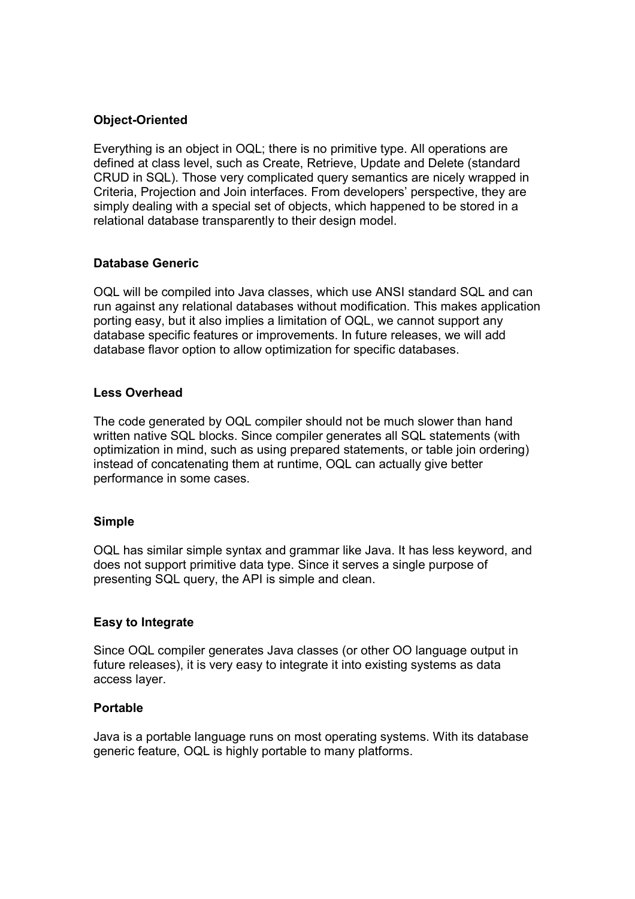### Object-Oriented

Everything is an object in OQL; there is no primitive type. All operations are defined at class level, such as Create, Retrieve, Update and Delete (standard CRUD in SQL). Those very complicated query semantics are nicely wrapped in Criteria, Projection and Join interfaces. From developers' perspective, they are simply dealing with a special set of objects, which happened to be stored in a relational database transparently to their design model.

### Database Generic

OQL will be compiled into Java classes, which use ANSI standard SQL and can run against any relational databases without modification. This makes application porting easy, but it also implies a limitation of OQL, we cannot support any database specific features or improvements. In future releases, we will add database flavor option to allow optimization for specific databases.

### Less Overhead

The code generated by OQL compiler should not be much slower than hand written native SQL blocks. Since compiler generates all SQL statements (with optimization in mind, such as using prepared statements, or table join ordering) instead of concatenating them at runtime, OQL can actually give better performance in some cases.

### Simple

OQL has similar simple syntax and grammar like Java. It has less keyword, and does not support primitive data type. Since it serves a single purpose of presenting SQL query, the API is simple and clean.

### Easy to Integrate

Since OQL compiler generates Java classes (or other OO language output in future releases), it is very easy to integrate it into existing systems as data access layer.

### Portable

Java is a portable language runs on most operating systems. With its database generic feature, OQL is highly portable to many platforms.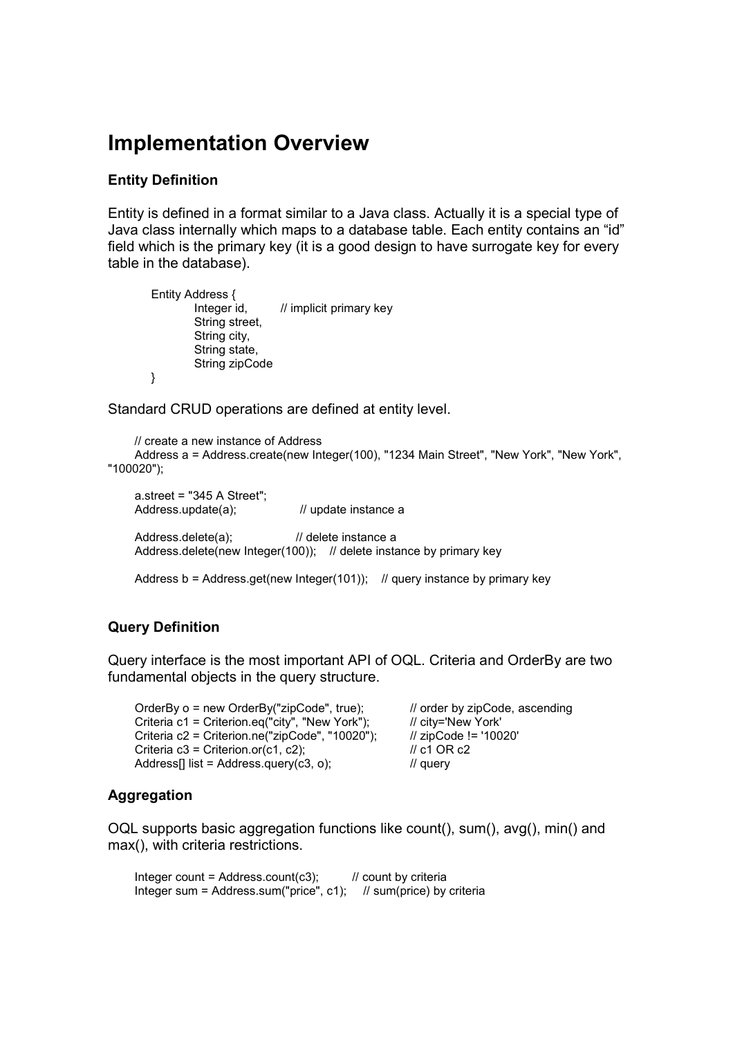# Implementation Overview

### Entity Definition

Entity is defined in a format similar to a Java class. Actually it is a special type of Java class internally which maps to a database table. Each entity contains an "id" field which is the primary key (it is a good design to have surrogate key for every table in the database).

```
Entity Address {
        Integer id,         // implicit primary key
        String street,
        String city,
        String state,
        String zipCode
}
```

Standard CRUD operations are defined at entity level.

```
// create a new instance of Address
Address a = Address.create(new Integer(100), "1234 Main Street", "New York", "New York", "100020");

a.street = "345 A Street";
Address.update(a);              // update instance a

Address.delete(a);              // delete instance a
Address.delete(new Integer(100));    // delete instance by primary key

Address b = Address.get(new Integer(101));    // query instance by primary key
```

### Query Definition

Query interface is the most important API of OQL. Criteria and OrderBy are two fundamental objects in the query structure.

```
OrderBy o = new OrderBy("zipCode", true);            // order by zipCode, ascending
Criteria c1 = Criterion.eq("city", "New York");      // city='New York'
Criteria c2 = Criterion.ne("zipCode", "10020");      // zipCode != '10020'
Criteria c3 = Criterion.or(c1, c2);                  // c1 OR c2
Address[] list = Address.query(c3, o);               // query
```

### Aggregation

OQL supports basic aggregation functions like count(), sum(), avg(), min() and max(), with criteria restrictions.

```
Integer count = Address.count(c3);          // count by criteria
Integer sum = Address.sum("price", c1);     // sum(price) by criteria
```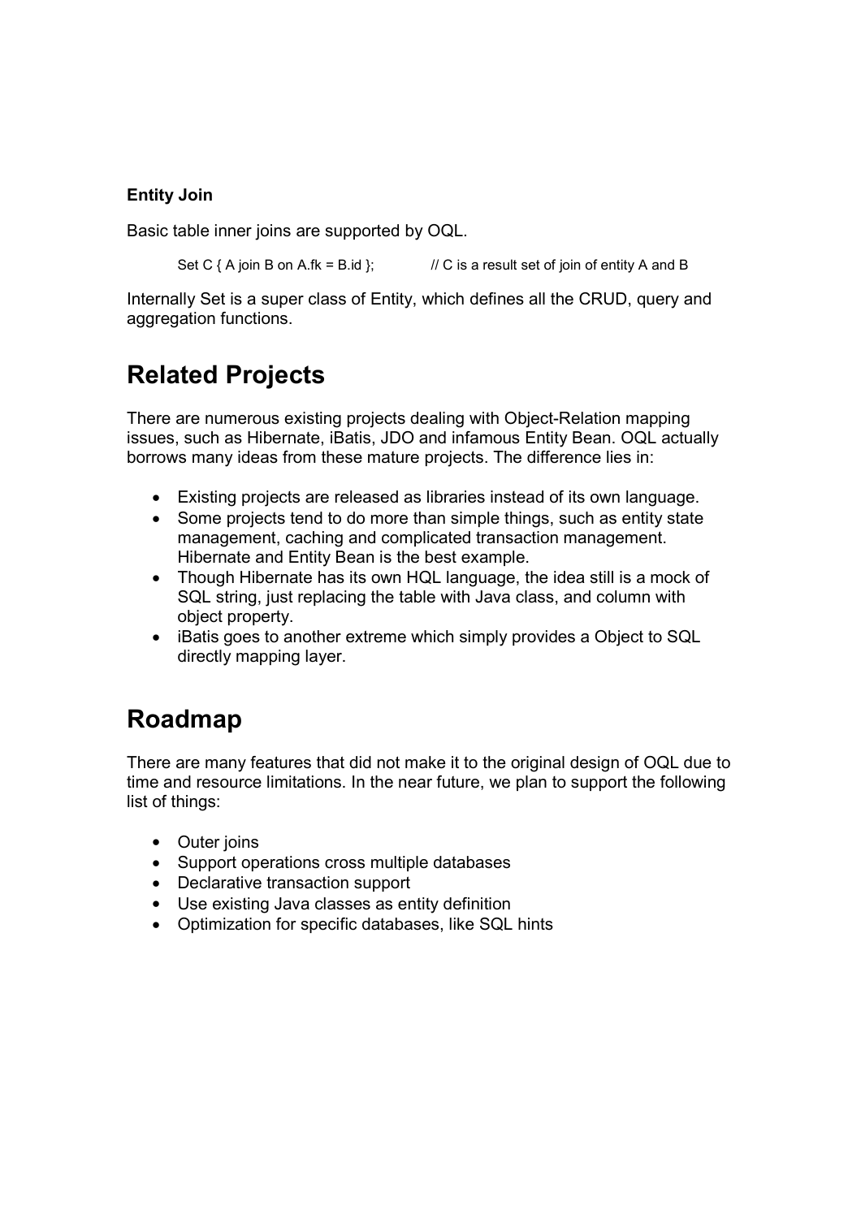**Entity Join**

Basic table inner joins are supported by OQL.

```
Set C { A join B on A.fk = B.id };          // C is a result set of join of entity A and B
```

Internally Set is a super class of Entity, which defines all the CRUD, query and aggregation functions.

## Related Projects

There are numerous existing projects dealing with Object-Relation mapping issues, such as Hibernate, iBatis, JDO and infamous Entity Bean. OQL actually borrows many ideas from these mature projects. The difference lies in:

- Existing projects are released as libraries instead of its own language.
- Some projects tend to do more than simple things, such as entity state management, caching and complicated transaction management. Hibernate and Entity Bean is the best example.
- Though Hibernate has its own HQL language, the idea still is a mock of SQL string, just replacing the table with Java class, and column with object property.
- iBatis goes to another extreme which simply provides a Object to SQL directly mapping layer.

## Roadmap

There are many features that did not make it to the original design of OQL due to time and resource limitations. In the near future, we plan to support the following list of things:

- Outer joins
- Support operations cross multiple databases
- Declarative transaction support
- Use existing Java classes as entity definition
- Optimization for specific databases, like SQL hints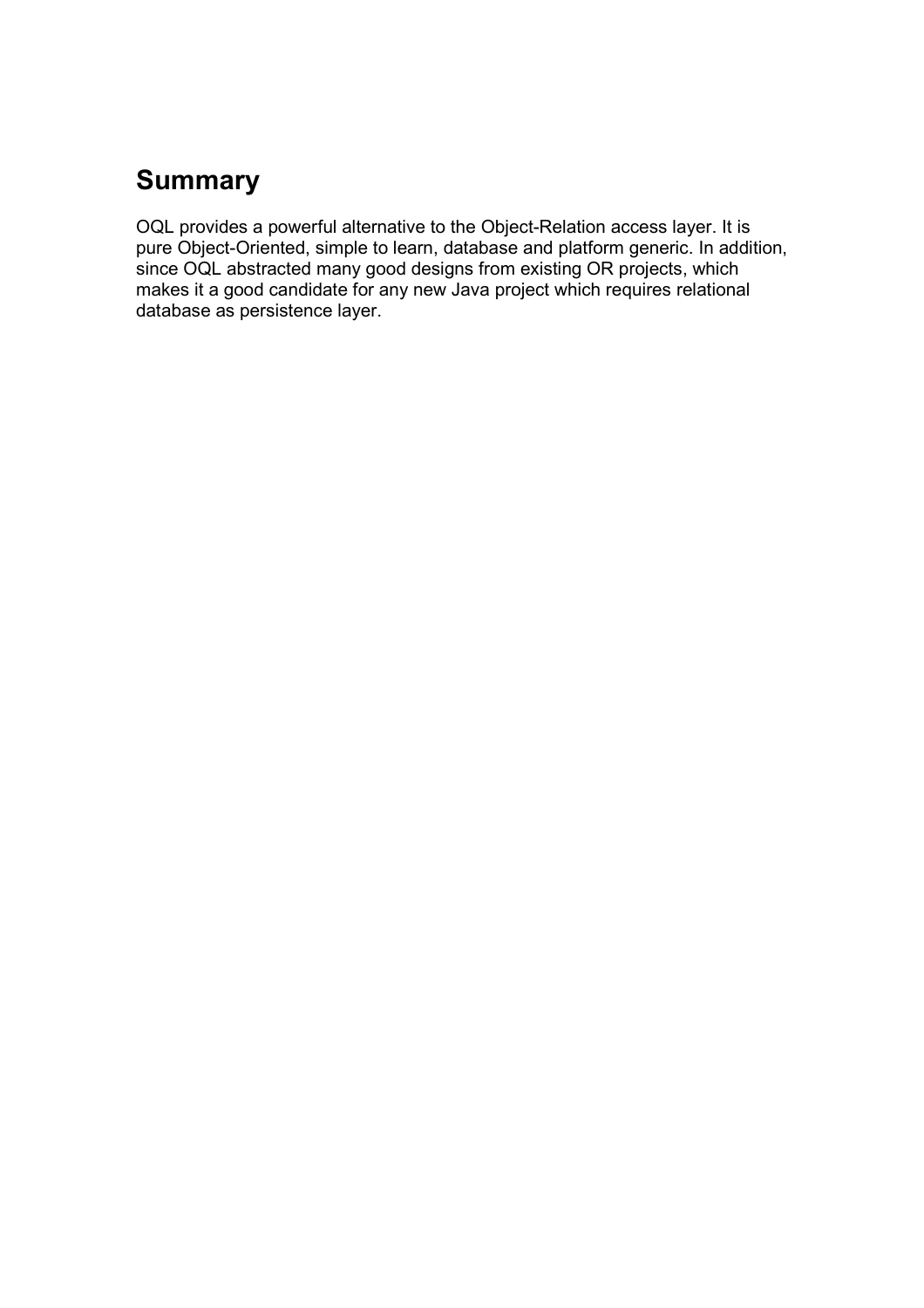## Summary

OQL provides a powerful alternative to the Object-Relation access layer. It is pure Object-Oriented, simple to learn, database and platform generic. In addition, since OQL abstracted many good designs from existing OR projects, which makes it a good candidate for any new Java project which requires relational database as persistence layer.